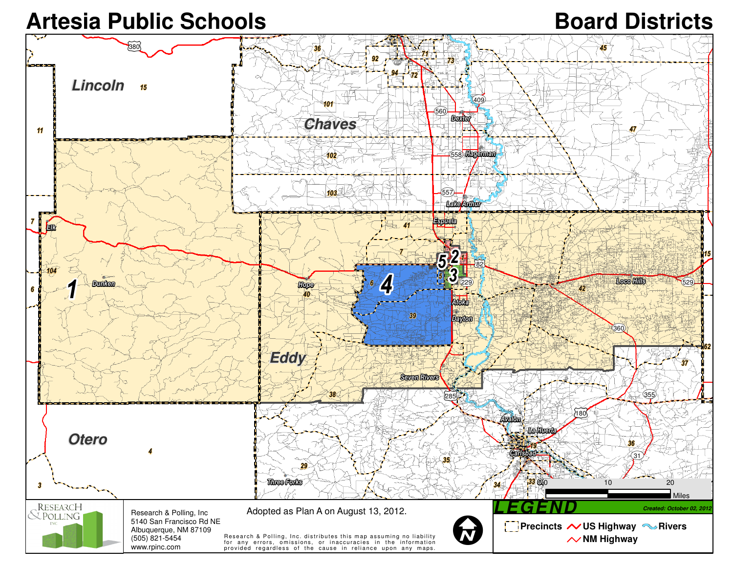# Artesia Public Schools

# Board Districts

Lincoln 15

Chaves

Eddy

Otero

1 2 3 4 5

Elk, Dunken, Hope, Espuela, Lake Arthur, Dexter, Hagerman, Atoka, Dayton, Seven Rivers, Loco Hills, Avalon, La Huerta, Carlsbad, Three Forks

Research & Polling, Inc
5140 San Francisco Rd NE
Albuquerque, NM 87109
(505) 821-5454
www.rpinc.com

Adopted as Plan A on August 13, 2012.

Research & Polling, Inc. distributes this map assuming no liability for any errors, omissions, or inaccuracies in the information provided regardless of the cause in reliance upon any maps.

**LEGEND**

Created: October 02, 2012

Precincts | US Highway | Rivers | NM Highway

0 | 10 | 20 Miles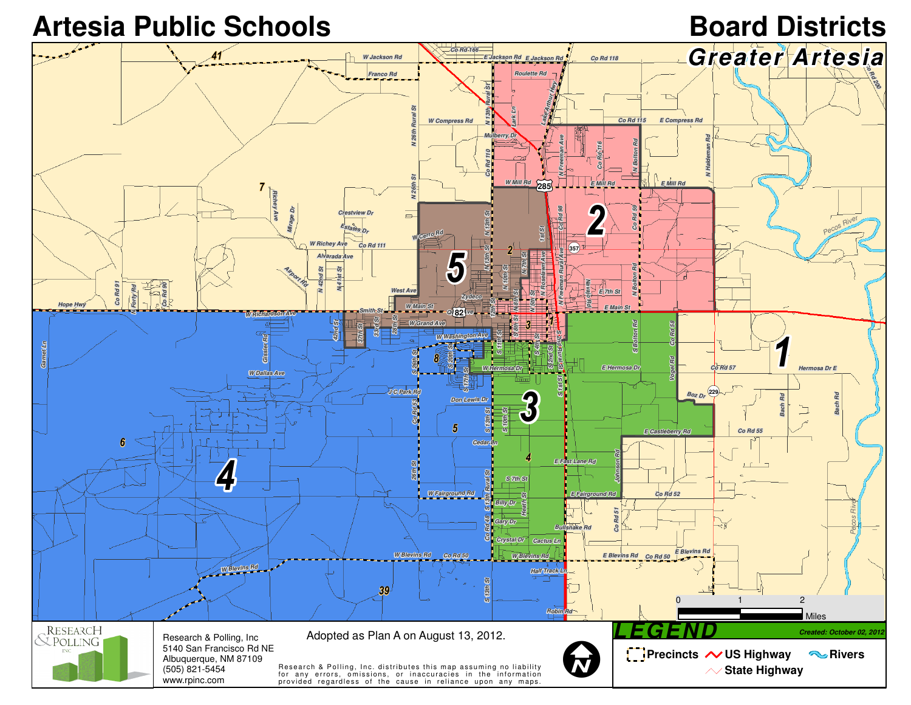# Artesia Public Schools

# Board Districts

## Greater Artesia

Research & Polling, Inc
5140 San Francisco Rd NE
Albuquerque, NM 87109
(505) 821-5454
www.rpinc.com

Adopted as Plan A on August 13, 2012.

Research & Polling, Inc. distributes this map assuming no liability for any errors, omissions, or inaccuracies in the information provided regardless of the cause in reliance upon any maps.

**LEGEND**

Created: October 02, 2012

- Precincts
- US Highway
- State Highway
- Rivers

0 1 2 Miles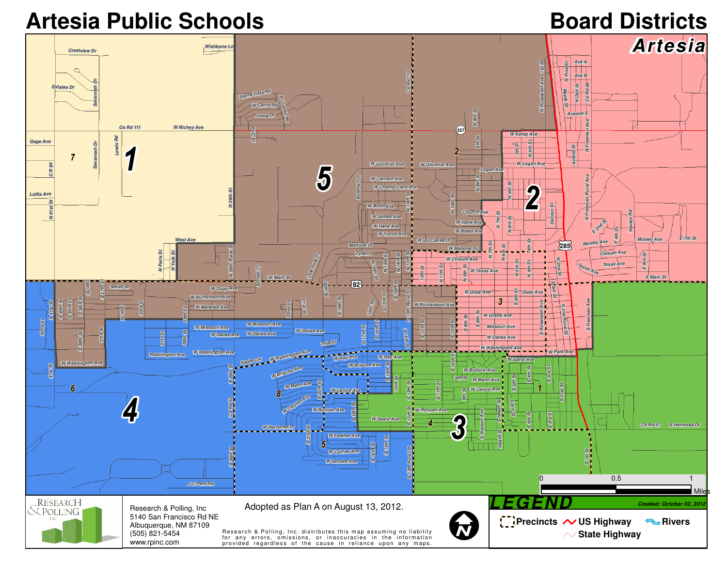# Artesia Public Schools

# Board Districts

**Artesia**

Research & Polling, Inc
5140 San Francisco Rd NE
Albuquerque, NM 87109
(505) 821-5454
www.rpinc.com

Adopted as Plan A on August 13, 2012.

Research & Polling, Inc. distributes this map assuming no liability for any errors, omissions, or inaccuracies in the information provided regardless of the cause in reliance upon any maps.

**LEGEND**

Created: October 02, 2012

Precincts

US Highway

Rivers

State Highway

0 0.5 1 Miles